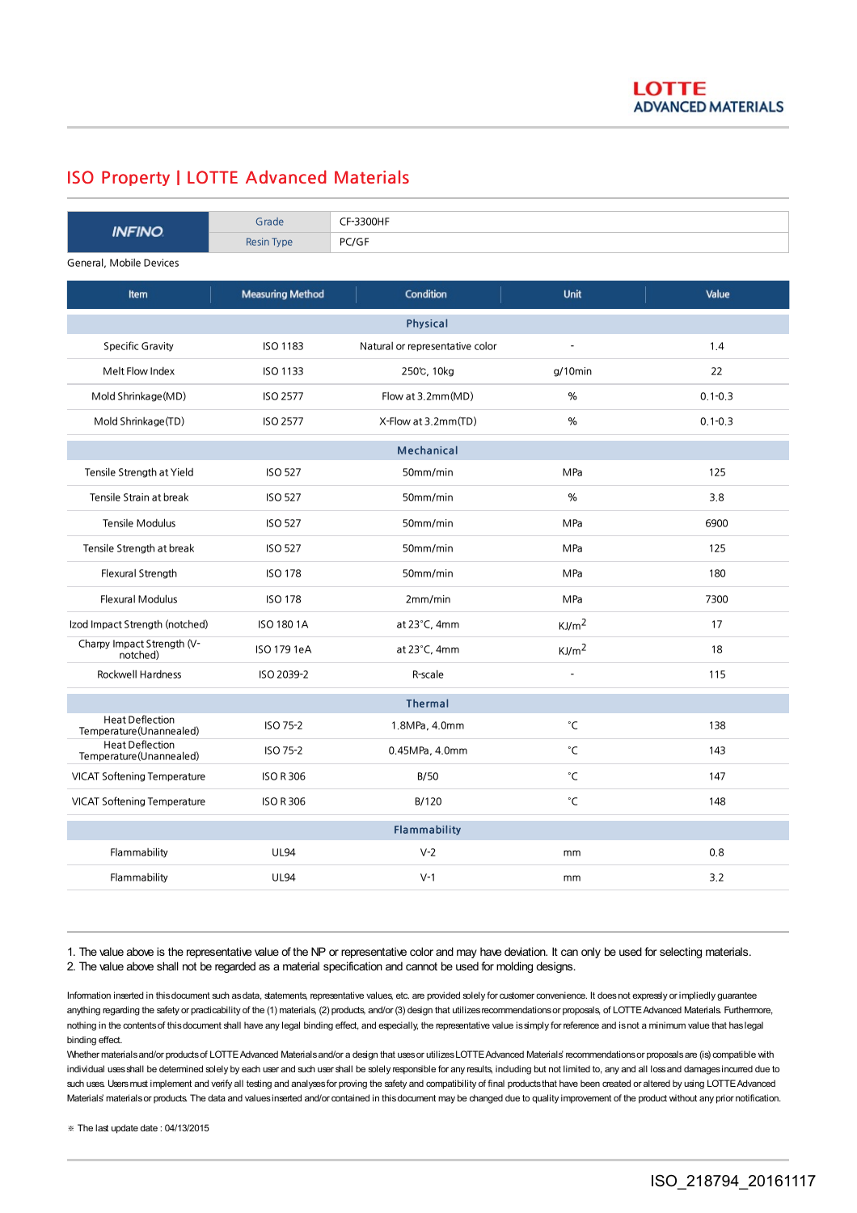LOTTE ADVANCED MATERIALS

# ISO Property | LOTTE Advanced Materials

| INFINO | Grade | CF-3300HF |
|---|---|---|
| | Resin Type | PC/GF |

General, Mobile Devices

| Item | Measuring Method | Condition | Unit | Value |
|---|---|---|---|---|
| **Physical** | | | | |
| Specific Gravity | ISO 1183 | Natural or representative color | - | 1.4 |
| Melt Flow Index | ISO 1133 | 250℃, 10kg | g/10min | 22 |
| Mold Shrinkage(MD) | ISO 2577 | Flow at 3.2mm(MD) | % | 0.1-0.3 |
| Mold Shrinkage(TD) | ISO 2577 | X-Flow at 3.2mm(TD) | % | 0.1-0.3 |
| **Mechanical** | | | | |
| Tensile Strength at Yield | ISO 527 | 50mm/min | MPa | 125 |
| Tensile Strain at break | ISO 527 | 50mm/min | % | 3.8 |
| Tensile Modulus | ISO 527 | 50mm/min | MPa | 6900 |
| Tensile Strength at break | ISO 527 | 50mm/min | MPa | 125 |
| Flexural Strength | ISO 178 | 50mm/min | MPa | 180 |
| Flexural Modulus | ISO 178 | 2mm/min | MPa | 7300 |
| Izod Impact Strength (notched) | ISO 180 1A | at 23°C, 4mm | $KJ/m^2$ | 17 |
| Charpy Impact Strength (V-notched) | ISO 179 1eA | at 23°C, 4mm | $KJ/m^2$ | 18 |
| Rockwell Hardness | ISO 2039-2 | R-scale | - | 115 |
| **Thermal** | | | | |
| Heat Deflection Temperature(Unannealed) | ISO 75-2 | 1.8MPa, 4.0mm | °C | 138 |
| Heat Deflection Temperature(Unannealed) | ISO 75-2 | 0.45MPa, 4.0mm | °C | 143 |
| VICAT Softening Temperature | ISO R 306 | B/50 | °C | 147 |
| VICAT Softening Temperature | ISO R 306 | B/120 | °C | 148 |
| **Flammability** | | | | |
| Flammability | UL94 | V-2 | mm | 0.8 |
| Flammability | UL94 | V-1 | mm | 3.2 |

1. The value above is the representative value of the NP or representative color and may have deviation. It can only be used for selecting materials.
2. The value above shall not be regarded as a material specification and cannot be used for molding designs.

Information inserted in this document such as data, statements, representative values, etc. are provided solely for customer convenience. It does not expressly or impliedly guarantee anything regarding the safety or practicability of the (1) materials, (2) products, and/or (3) design that utilizes recommendations or proposals, of LOTTE Advanced Materials. Furthermore, nothing in the contents of this document shall have any legal binding effect, and especially, the representative value is simply for reference and is not a minimum value that has legal binding effect.
Whether materials and/or products of LOTTE Advanced Materials and/or a design that uses or utilizes LOTTE Advanced Materials' recommendations or proposals are (is) compatible with individual uses shall be determined solely by each user and such user shall be solely responsible for any results, including but not limited to, any and all loss and damages incurred due to such uses. Users must implement and verify all testing and analyses for proving the safety and compatibility of final products that have been created or altered by using LOTTE Advanced Materials' materials or products. The data and values inserted and/or contained in this document may be changed due to quality improvement of the product without any prior notification.

※ The last update date : 04/13/2015

ISO_218794_20161117